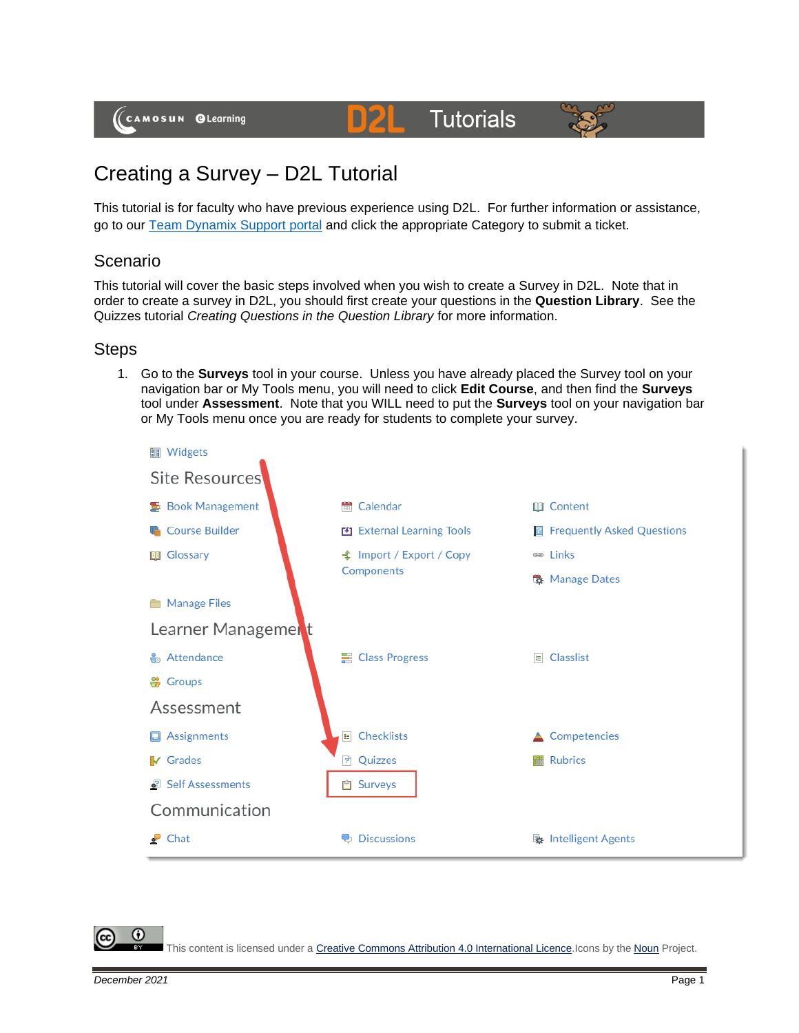# Creating a Survey – D2L Tutorial

This tutorial is for faculty who have previous experience using D2L. For further information or assistance, go to our Team Dynamix Support portal and click the appropriate Category to submit a ticket.

## Scenario

This tutorial will cover the basic steps involved when you wish to create a Survey in D2L. Note that in order to create a survey in D2L, you should first create your questions in the **Question Library**. See the Quizzes tutorial *Creating Questions in the Question Library* for more information.

## Steps

1. Go to the **Surveys** tool in your course. Unless you have already placed the Survey tool on your navigation bar or My Tools menu, you will need to click **Edit Course**, and then find the **Surveys** tool under **Assessment**. Note that you WILL need to put the **Surveys** tool on your navigation bar or My Tools menu once you are ready for students to complete your survey.

This content is licensed under a Creative Commons Attribution 4.0 International Licence. Icons by the Noun Project.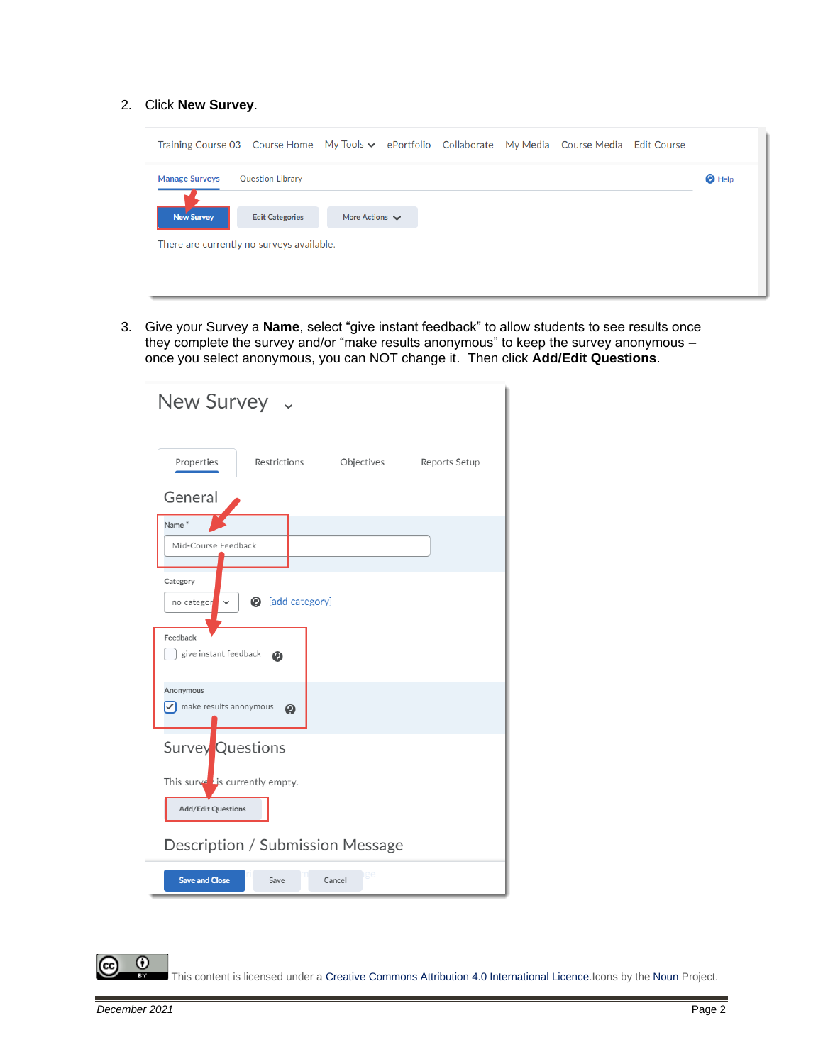2. Click **New Survey**.

3. Give your Survey a **Name**, select "give instant feedback" to allow students to see results once they complete the survey and/or "make results anonymous" to keep the survey anonymous – once you select anonymous, you can NOT change it. Then click **Add/Edit Questions**.

This content is licensed under a [Creative Commons Attribution 4.0 International Licence](). Icons by the [Noun]() Project.

*December 2021*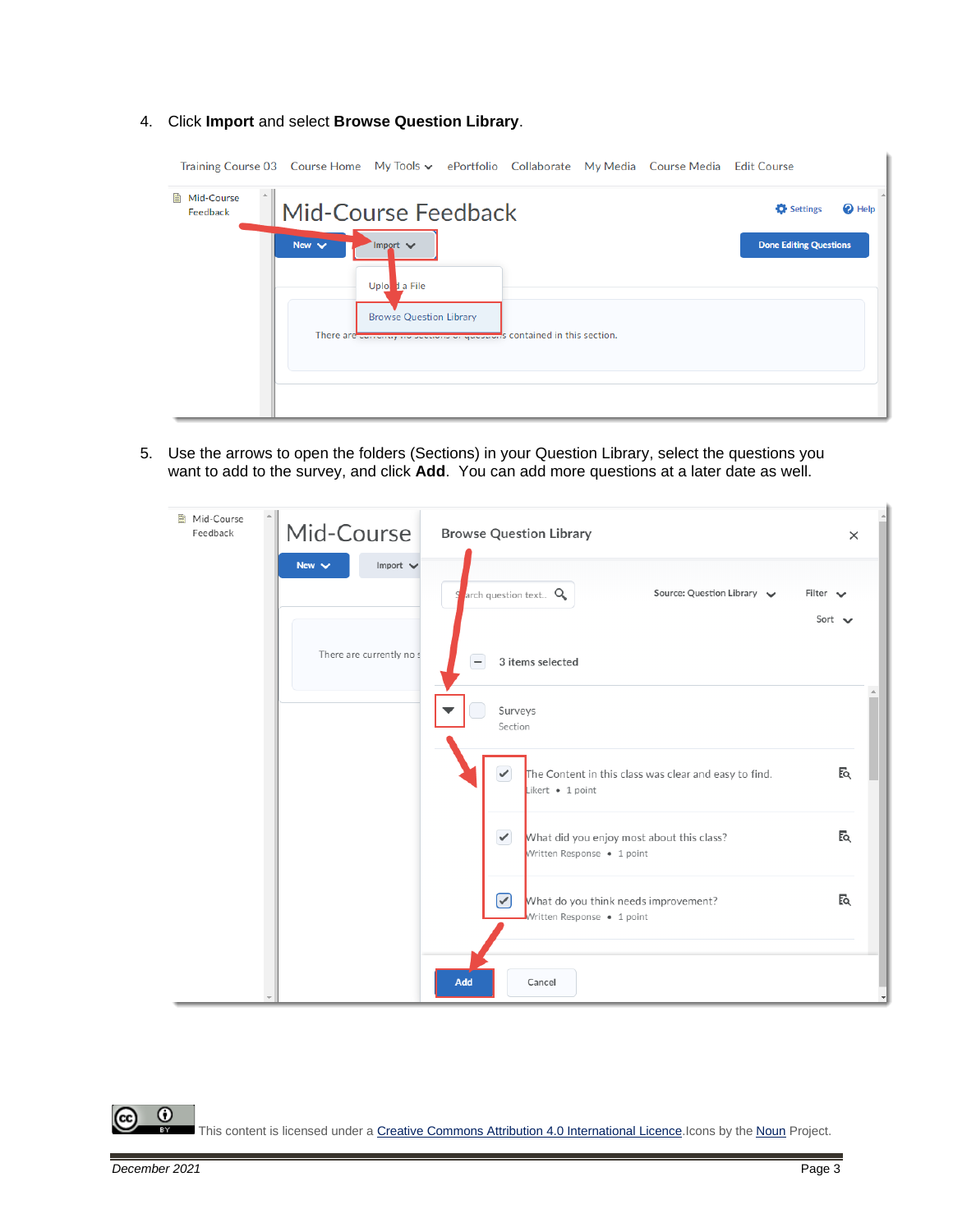4. Click **Import** and select **Browse Question Library**.

5. Use the arrows to open the folders (Sections) in your Question Library, select the questions you want to add to the survey, and click **Add**. You can add more questions at a later date as well.

This content is licensed under a Creative Commons Attribution 4.0 International Licence. Icons by the Noun Project.

*December 2021*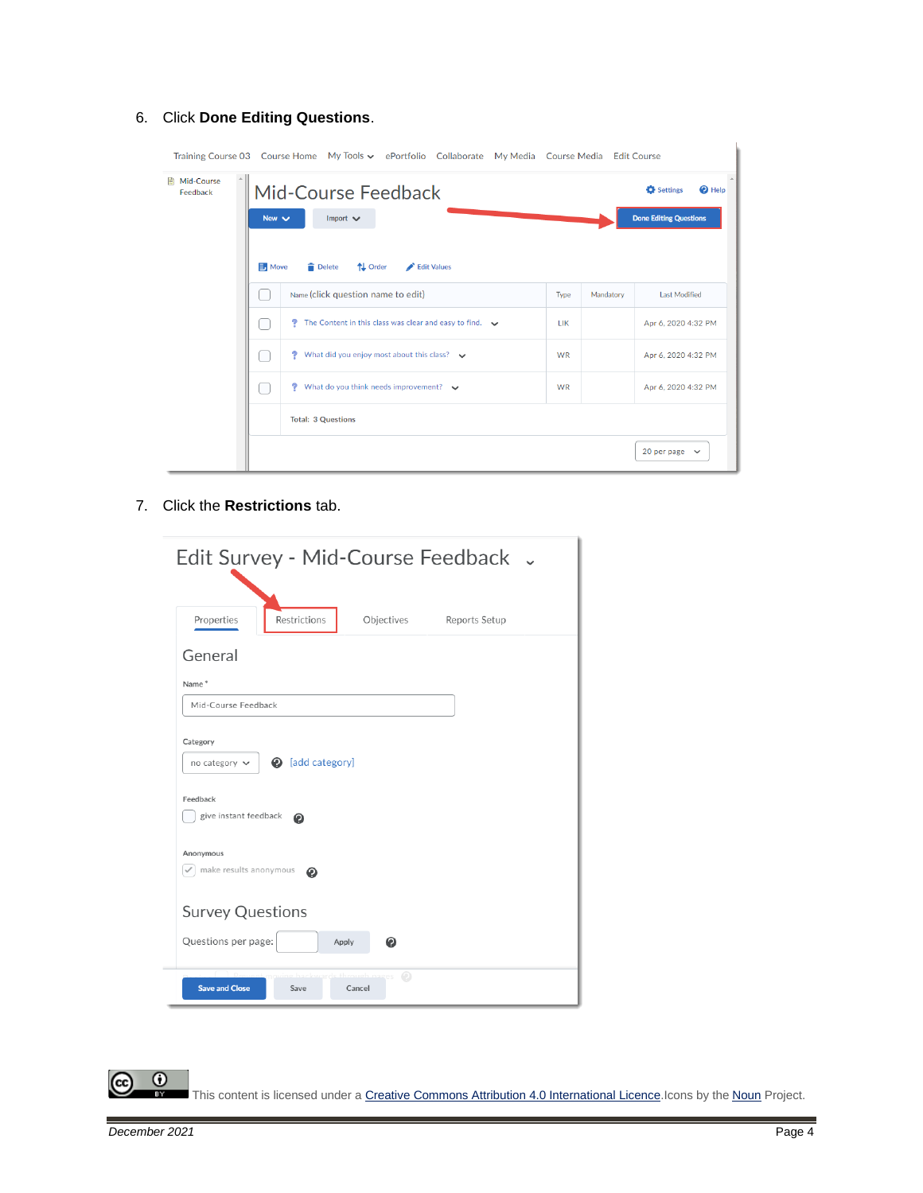6. Click **Done Editing Questions**.

Training Course 03 Course Home My Tools ePortfolio Collaborate My Media Course Media Edit Course

Mid-Course Feedback

Mid-Course Feedback

Settings Help

New Import Done Editing Questions

Move Delete Order Edit Values

| | Name (click question name to edit) | Type | Mandatory | Last Modified |
|---|---|---|---|---|
| | The Content in this class was clear and easy to find. | LIK | | Apr 6, 2020 4:32 PM |
| | What did you enjoy most about this class? | WR | | Apr 6, 2020 4:32 PM |
| | What do you think needs improvement? | WR | | Apr 6, 2020 4:32 PM |
| | Total: 3 Questions | | | |

20 per page

7. Click the **Restrictions** tab.

Edit Survey - Mid-Course Feedback

Properties Restrictions Objectives Reports Setup

General

Name *

Mid-Course Feedback

Category

no category [add category]

Feedback

give instant feedback

Anonymous

make results anonymous

Survey Questions

Questions per page: Apply

Save and Close Save Cancel

This content is licensed under a Creative Commons Attribution 4.0 International Licence.Icons by the Noun Project.

December 2021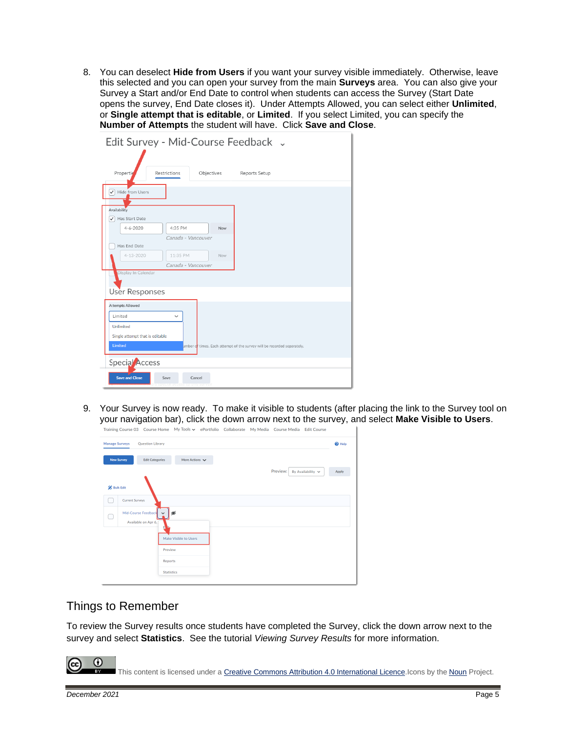8. You can deselect **Hide from Users** if you want your survey visible immediately. Otherwise, leave this selected and you can open your survey from the main **Surveys** area. You can also give your Survey a Start and/or End Date to control when students can access the Survey (Start Date opens the survey, End Date closes it). Under Attempts Allowed, you can select either **Unlimited**, or **Single attempt that is editable**, or **Limited**. If you select Limited, you can specify the **Number of Attempts** the student will have. Click **Save and Close**.

9. Your Survey is now ready. To make it visible to students (after placing the link to the Survey tool on your navigation bar), click the down arrow next to the survey, and select **Make Visible to Users**.

## Things to Remember

To review the Survey results once students have completed the Survey, click the down arrow next to the survey and select **Statistics**. See the tutorial *Viewing Survey Results* for more information.

This content is licensed under a Creative Commons Attribution 4.0 International Licence. Icons by the Noun Project.

*December 2021*